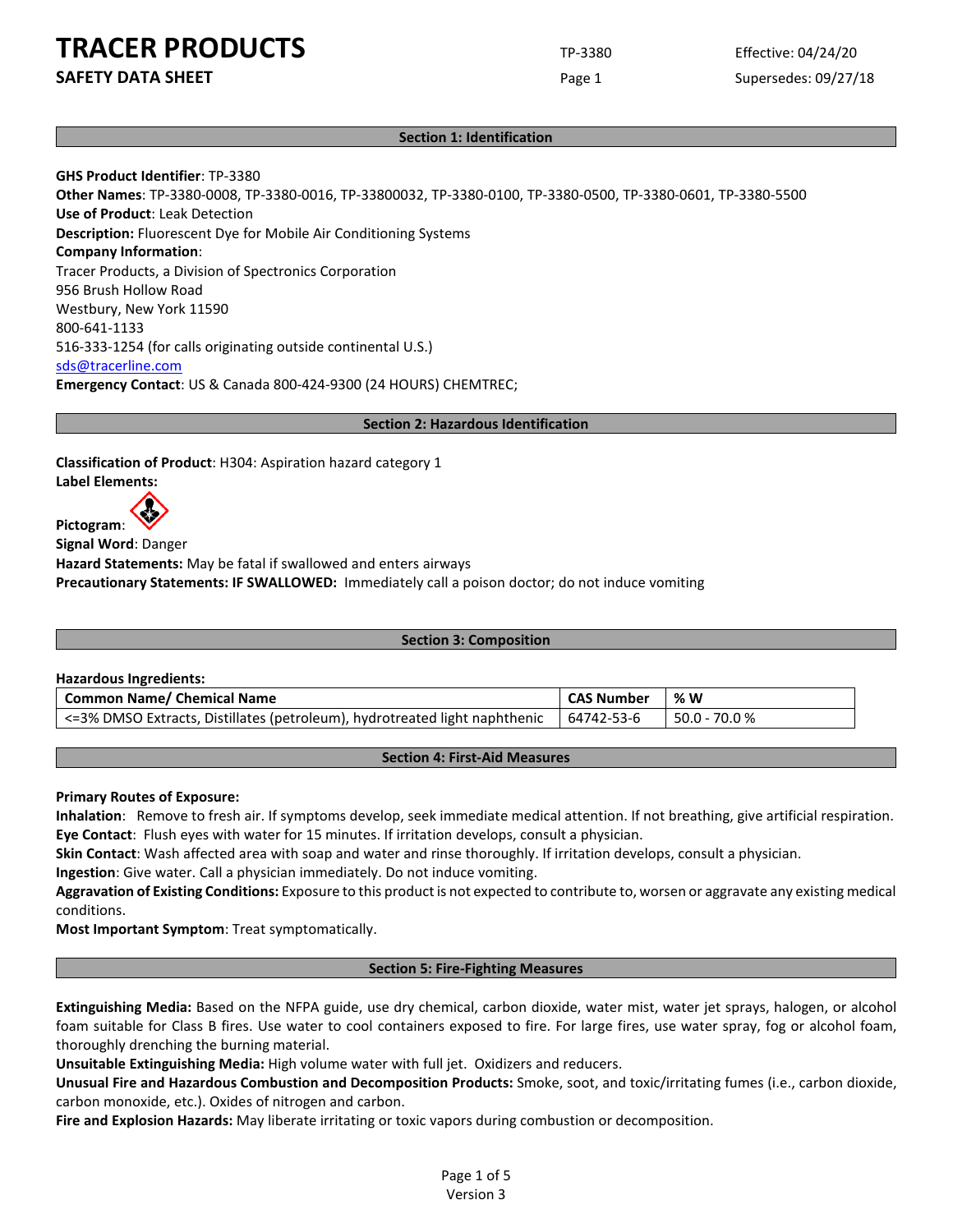# TRACER PRODUCTS

**SAFETY DATA SHEET**

TP-3380

Effective: 04/24/20

Supersedes: 09/27/18

## Section 1: Identification

**GHS Product Identifier**: TP-3380
**Other Names**: TP-3380-0008, TP-3380-0016, TP-33800032, TP-3380-0100, TP-3380-0500, TP-3380-0601, TP-3380-5500
**Use of Product**: Leak Detection
**Description:** Fluorescent Dye for Mobile Air Conditioning Systems
**Company Information**:
Tracer Products, a Division of Spectronics Corporation
956 Brush Hollow Road
Westbury, New York 11590
800-641-1133
516-333-1254 (for calls originating outside continental U.S.)
sds@tracerline.com
**Emergency Contact**: US & Canada 800-424-9300 (24 HOURS) CHEMTREC;

## Section 2: Hazardous Identification

**Classification of Product**: H304: Aspiration hazard category 1
**Label Elements:**
**Pictogram**:
**Signal Word**: Danger
**Hazard Statements:** May be fatal if swallowed and enters airways
**Precautionary Statements: IF SWALLOWED:** Immediately call a poison doctor; do not induce vomiting

## Section 3: Composition

**Hazardous Ingredients:**

| Common Name/ Chemical Name | CAS Number | % W |
|---|---|---|
| <=3% DMSO Extracts, Distillates (petroleum), hydrotreated light naphthenic | 64742-53-6 | 50.0 - 70.0 % |

## Section 4: First-Aid Measures

**Primary Routes of Exposure:**
**Inhalation**: Remove to fresh air. If symptoms develop, seek immediate medical attention. If not breathing, give artificial respiration.
**Eye Contact**: Flush eyes with water for 15 minutes. If irritation develops, consult a physician.
**Skin Contact**: Wash affected area with soap and water and rinse thoroughly. If irritation develops, consult a physician.
**Ingestion**: Give water. Call a physician immediately. Do not induce vomiting.
**Aggravation of Existing Conditions:** Exposure to this product is not expected to contribute to, worsen or aggravate any existing medical conditions.
**Most Important Symptom**: Treat symptomatically.

## Section 5: Fire-Fighting Measures

**Extinguishing Media:** Based on the NFPA guide, use dry chemical, carbon dioxide, water mist, water jet sprays, halogen, or alcohol foam suitable for Class B fires. Use water to cool containers exposed to fire. For large fires, use water spray, fog or alcohol foam, thoroughly drenching the burning material.
**Unsuitable Extinguishing Media:** High volume water with full jet. Oxidizers and reducers.
**Unusual Fire and Hazardous Combustion and Decomposition Products:** Smoke, soot, and toxic/irritating fumes (i.e., carbon dioxide, carbon monoxide, etc.). Oxides of nitrogen and carbon.
**Fire and Explosion Hazards:** May liberate irritating or toxic vapors during combustion or decomposition.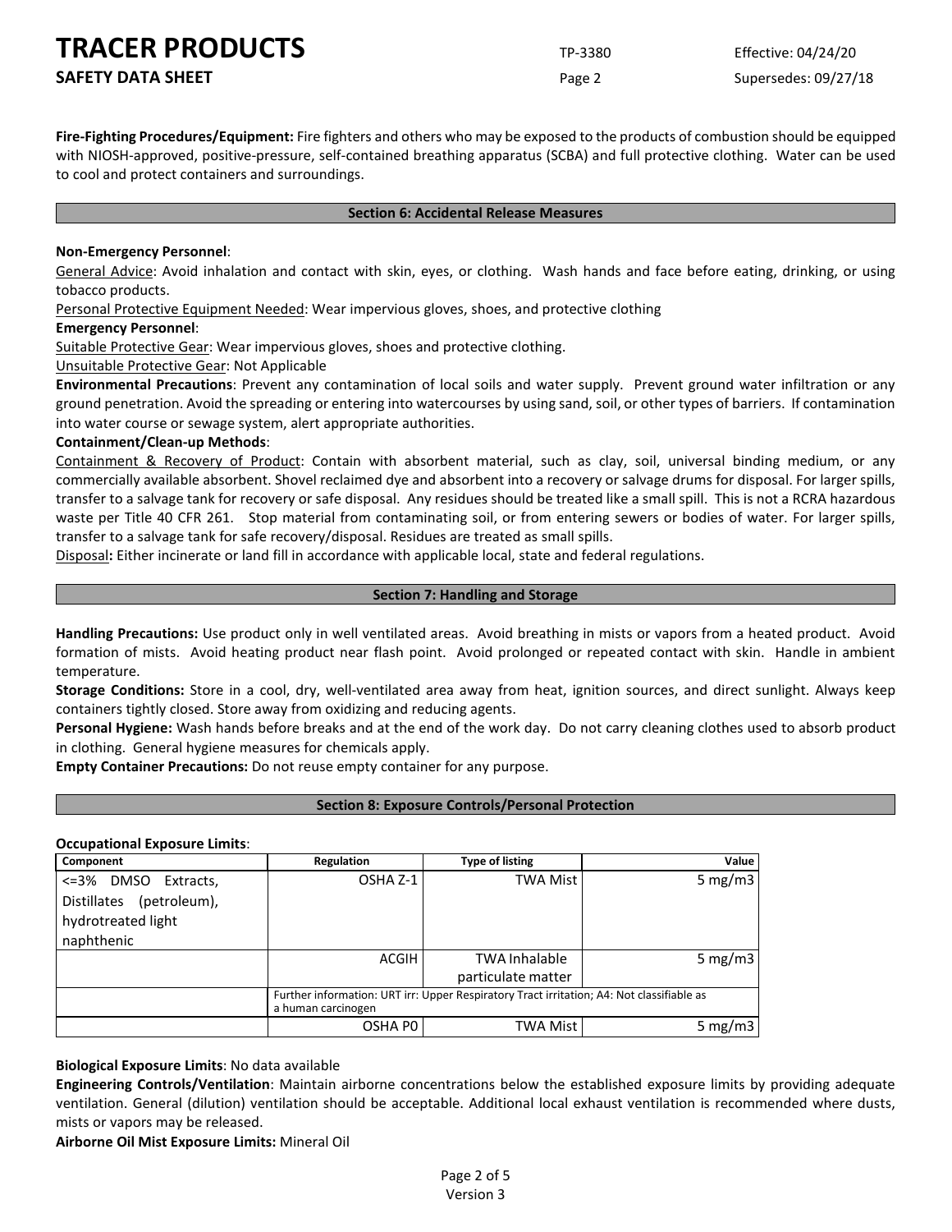**Fire-Fighting Procedures/Equipment:** Fire fighters and others who may be exposed to the products of combustion should be equipped with NIOSH-approved, positive-pressure, self-contained breathing apparatus (SCBA) and full protective clothing. Water can be used to cool and protect containers and surroundings.

## Section 6: Accidental Release Measures

**Non-Emergency Personnel**:

General Advice: Avoid inhalation and contact with skin, eyes, or clothing. Wash hands and face before eating, drinking, or using tobacco products.

Personal Protective Equipment Needed: Wear impervious gloves, shoes, and protective clothing

**Emergency Personnel**:

Suitable Protective Gear: Wear impervious gloves, shoes and protective clothing.

Unsuitable Protective Gear: Not Applicable

**Environmental Precautions**: Prevent any contamination of local soils and water supply. Prevent ground water infiltration or any ground penetration. Avoid the spreading or entering into watercourses by using sand, soil, or other types of barriers. If contamination into water course or sewage system, alert appropriate authorities.

**Containment/Clean-up Methods**:

Containment & Recovery of Product: Contain with absorbent material, such as clay, soil, universal binding medium, or any commercially available absorbent. Shovel reclaimed dye and absorbent into a recovery or salvage drums for disposal. For larger spills, transfer to a salvage tank for recovery or safe disposal. Any residues should be treated like a small spill. This is not a RCRA hazardous waste per Title 40 CFR 261. Stop material from contaminating soil, or from entering sewers or bodies of water. For larger spills, transfer to a salvage tank for safe recovery/disposal. Residues are treated as small spills.

Disposal**:** Either incinerate or land fill in accordance with applicable local, state and federal regulations.

## Section 7: Handling and Storage

**Handling Precautions:** Use product only in well ventilated areas. Avoid breathing in mists or vapors from a heated product. Avoid formation of mists. Avoid heating product near flash point. Avoid prolonged or repeated contact with skin. Handle in ambient temperature.

**Storage Conditions:** Store in a cool, dry, well-ventilated area away from heat, ignition sources, and direct sunlight. Always keep containers tightly closed. Store away from oxidizing and reducing agents.

**Personal Hygiene:** Wash hands before breaks and at the end of the work day. Do not carry cleaning clothes used to absorb product in clothing. General hygiene measures for chemicals apply.

**Empty Container Precautions:** Do not reuse empty container for any purpose.

## Section 8: Exposure Controls/Personal Protection

**Occupational Exposure Limits**:

| Component | Regulation | Type of listing | Value |
|---|---|---|---|
| <=3% DMSO Extracts, Distillates (petroleum), hydrotreated light naphthenic | OSHA Z-1 | TWA Mist | 5 mg/m3 |
| | ACGIH | TWA Inhalable particulate matter | 5 mg/m3 |
| | Further information: URT irr: Upper Respiratory Tract irritation; A4: Not classifiable as a human carcinogen | | |
| | OSHA P0 | TWA Mist | 5 mg/m3 |

**Biological Exposure Limits**: No data available

**Engineering Controls/Ventilation**: Maintain airborne concentrations below the established exposure limits by providing adequate ventilation. General (dilution) ventilation should be acceptable. Additional local exhaust ventilation is recommended where dusts, mists or vapors may be released.

**Airborne Oil Mist Exposure Limits:** Mineral Oil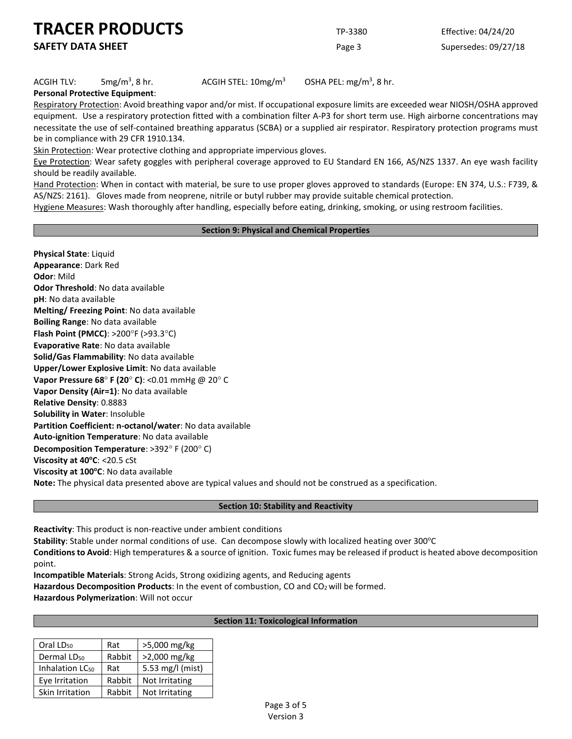ACGIH TLV: 5mg/m$^3$, 8 hr. ACGIH STEL: 10mg/m$^3$ OSHA PEL: mg/m$^3$, 8 hr.

**Personal Protective Equipment**:

Respiratory Protection: Avoid breathing vapor and/or mist. If occupational exposure limits are exceeded wear NIOSH/OSHA approved equipment. Use a respiratory protection fitted with a combination filter A-P3 for short term use. High airborne concentrations may necessitate the use of self-contained breathing apparatus (SCBA) or a supplied air respirator. Respiratory protection programs must be in compliance with 29 CFR 1910.134.

Skin Protection: Wear protective clothing and appropriate impervious gloves.

Eye Protection: Wear safety goggles with peripheral coverage approved to EU Standard EN 166, AS/NZS 1337. An eye wash facility should be readily available.

Hand Protection: When in contact with material, be sure to use proper gloves approved to standards (Europe: EN 374, U.S.: F739, & AS/NZS: 2161). Gloves made from neoprene, nitrile or butyl rubber may provide suitable chemical protection.

Hygiene Measures: Wash thoroughly after handling, especially before eating, drinking, smoking, or using restroom facilities.

## Section 9: Physical and Chemical Properties

**Physical State**: Liquid
**Appearance**: Dark Red
**Odor**: Mild
**Odor Threshold**: No data available
**pH**: No data available
**Melting/ Freezing Point**: No data available
**Boiling Range**: No data available
**Flash Point (PMCC)**: >200°F (>93.3°C)
**Evaporative Rate**: No data available
**Solid/Gas Flammability**: No data available
**Upper/Lower Explosive Limit**: No data available
**Vapor Pressure 68° F (20° C)**: <0.01 mmHg @ 20° C
**Vapor Density (Air=1)**: No data available
**Relative Density**: 0.8883
**Solubility in Water**: Insoluble
**Partition Coefficient: n-octanol/water**: No data available
**Auto-ignition Temperature**: No data available
**Decomposition Temperature**: >392° F (200° C)
**Viscosity at 40°C**: <20.5 cSt
**Viscosity at 100°C**: No data available
**Note:** The physical data presented above are typical values and should not be construed as a specification.

## Section 10: Stability and Reactivity

**Reactivity**: This product is non-reactive under ambient conditions
**Stability**: Stable under normal conditions of use. Can decompose slowly with localized heating over 300°C
**Conditions to Avoid**: High temperatures & a source of ignition. Toxic fumes may be released if product is heated above decomposition point.
**Incompatible Materials**: Strong Acids, Strong oxidizing agents, and Reducing agents
**Hazardous Decomposition Products**: In the event of combustion, CO and $CO_2$ will be formed.
**Hazardous Polymerization**: Will not occur

## Section 11: Toxicological Information

| Test | Species | Result |
|---|---|---|
| Oral $LD_{50}$ | Rat | >5,000 mg/kg |
| Dermal $LD_{50}$ | Rabbit | >2,000 mg/kg |
| Inhalation $LC_{50}$ | Rat | 5.53 mg/l (mist) |
| Eye Irritation | Rabbit | Not Irritating |
| Skin Irritation | Rabbit | Not Irritating |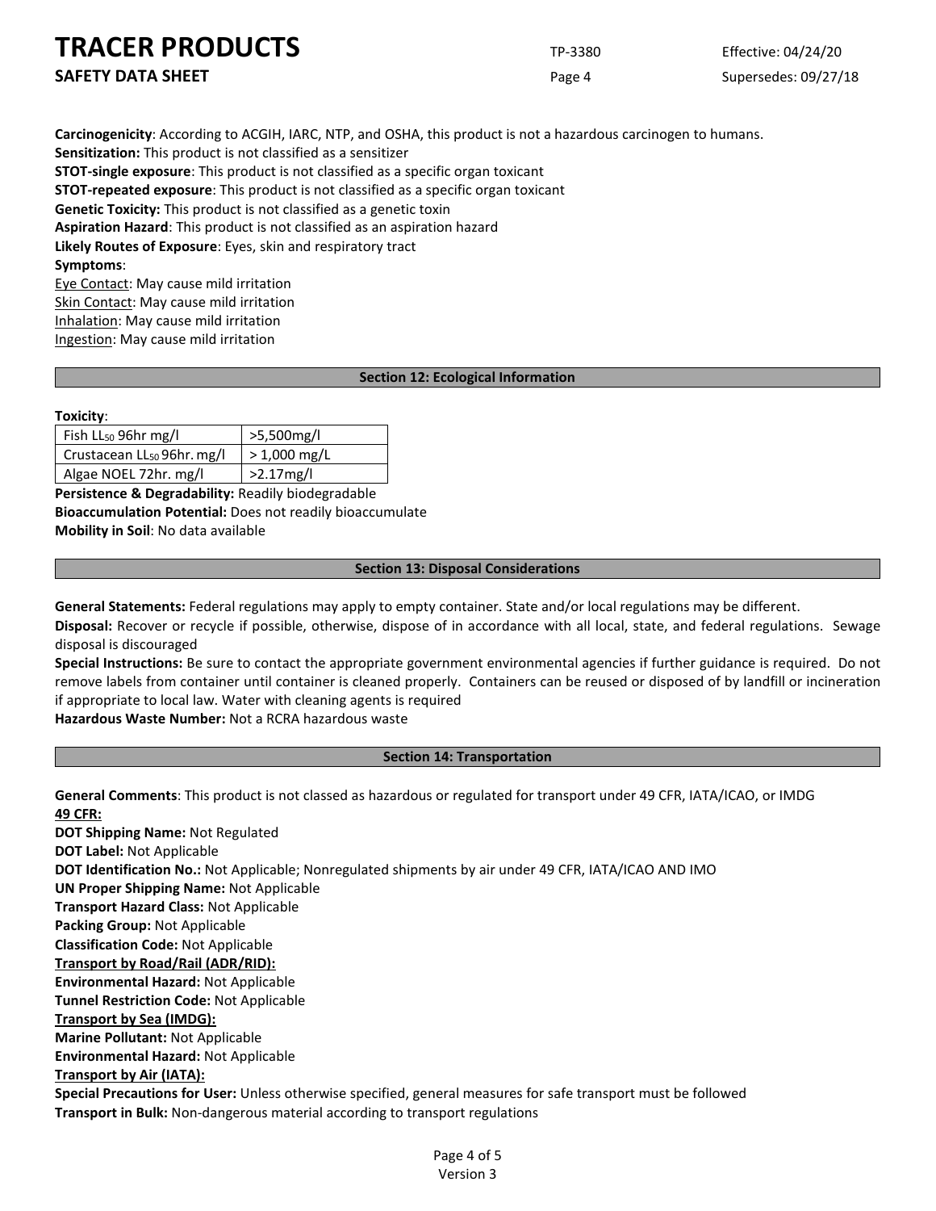**Carcinogenicity**: According to ACGIH, IARC, NTP, and OSHA, this product is not a hazardous carcinogen to humans.
**Sensitization:** This product is not classified as a sensitizer
**STOT-single exposure**: This product is not classified as a specific organ toxicant
**STOT-repeated exposure**: This product is not classified as a specific organ toxicant
**Genetic Toxicity:** This product is not classified as a genetic toxin
**Aspiration Hazard**: This product is not classified as an aspiration hazard
**Likely Routes of Exposure**: Eyes, skin and respiratory tract
**Symptoms**:
Eye Contact: May cause mild irritation
Skin Contact: May cause mild irritation
Inhalation: May cause mild irritation
Ingestion: May cause mild irritation

## Section 12: Ecological Information

**Toxicity**:

| | |
|---|---|
| Fish $LL_{50}$ 96hr mg/l | >5,500mg/l |
| Crustacean $LL_{50}$ 96hr. mg/l | > 1,000 mg/L |
| Algae NOEL 72hr. mg/l | >2.17mg/l |

**Persistence & Degradability:** Readily biodegradable
**Bioaccumulation Potential:** Does not readily bioaccumulate
**Mobility in Soil**: No data available

## Section 13: Disposal Considerations

**General Statements:** Federal regulations may apply to empty container. State and/or local regulations may be different.
**Disposal:** Recover or recycle if possible, otherwise, dispose of in accordance with all local, state, and federal regulations. Sewage disposal is discouraged
**Special Instructions:** Be sure to contact the appropriate government environmental agencies if further guidance is required. Do not remove labels from container until container is cleaned properly. Containers can be reused or disposed of by landfill or incineration if appropriate to local law. Water with cleaning agents is required
**Hazardous Waste Number:** Not a RCRA hazardous waste

## Section 14: Transportation

**General Comments**: This product is not classed as hazardous or regulated for transport under 49 CFR, IATA/ICAO, or IMDG
**49 CFR:**
**DOT Shipping Name:** Not Regulated
**DOT Label:** Not Applicable
**DOT Identification No.:** Not Applicable; Nonregulated shipments by air under 49 CFR, IATA/ICAO AND IMO
**UN Proper Shipping Name:** Not Applicable
**Transport Hazard Class:** Not Applicable
**Packing Group:** Not Applicable
**Classification Code:** Not Applicable
**Transport by Road/Rail (ADR/RID):**
**Environmental Hazard:** Not Applicable
**Tunnel Restriction Code:** Not Applicable
**Transport by Sea (IMDG):**
**Marine Pollutant:** Not Applicable
**Environmental Hazard:** Not Applicable
**Transport by Air (IATA):**
**Special Precautions for User:** Unless otherwise specified, general measures for safe transport must be followed
**Transport in Bulk:** Non-dangerous material according to transport regulations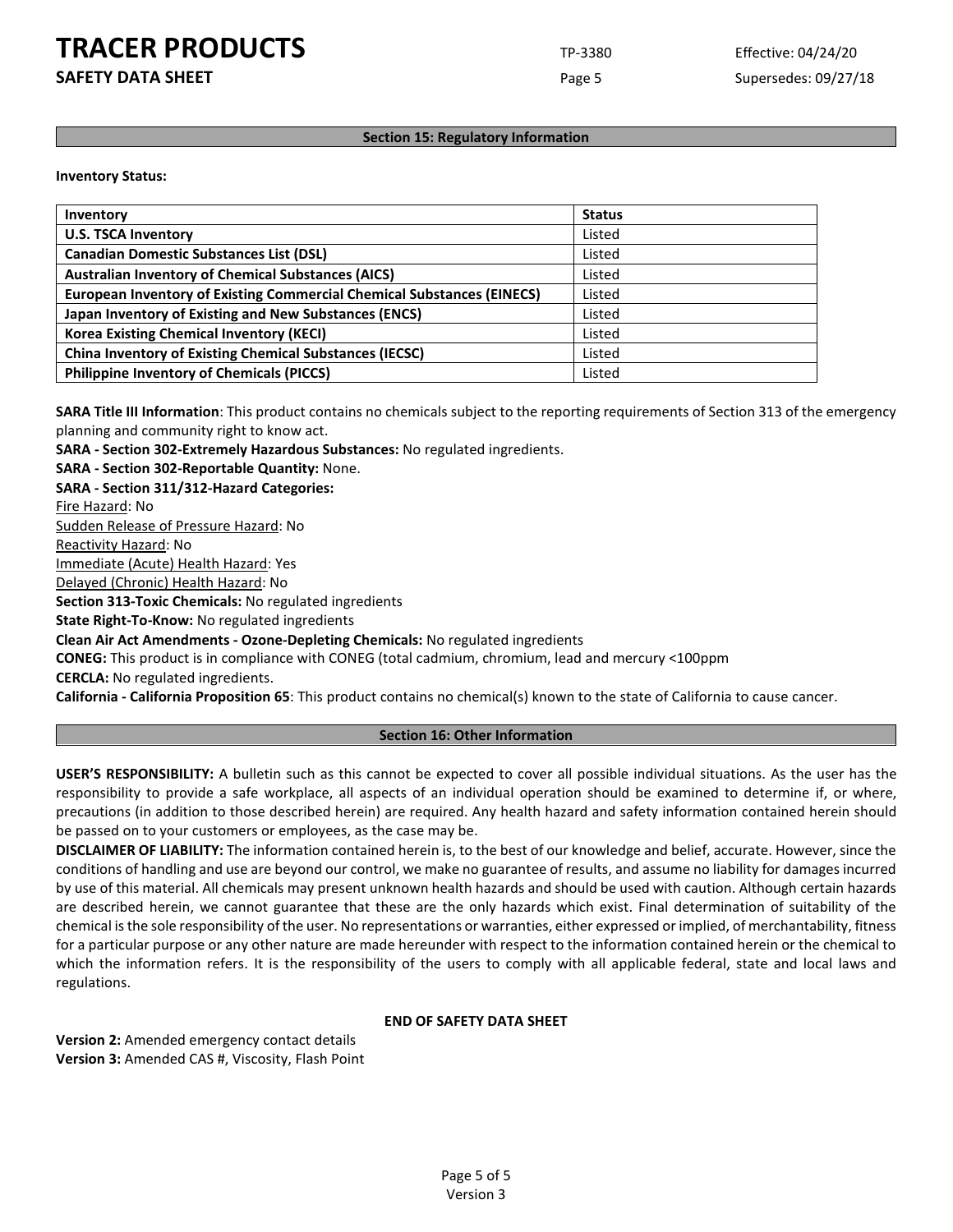## Section 15: Regulatory Information

**Inventory Status:**

| Inventory | Status |
|---|---|
| **U.S. TSCA Inventory** | Listed |
| **Canadian Domestic Substances List (DSL)** | Listed |
| **Australian Inventory of Chemical Substances (AICS)** | Listed |
| **European Inventory of Existing Commercial Chemical Substances (EINECS)** | Listed |
| **Japan Inventory of Existing and New Substances (ENCS)** | Listed |
| **Korea Existing Chemical Inventory (KECI)** | Listed |
| **China Inventory of Existing Chemical Substances (IECSC)** | Listed |
| **Philippine Inventory of Chemicals (PICCS)** | Listed |

**SARA Title III Information**: This product contains no chemicals subject to the reporting requirements of Section 313 of the emergency planning and community right to know act.

**SARA - Section 302-Extremely Hazardous Substances:** No regulated ingredients.

**SARA - Section 302-Reportable Quantity:** None.

**SARA - Section 311/312-Hazard Categories:**

Fire Hazard: No

Sudden Release of Pressure Hazard: No

Reactivity Hazard: No

Immediate (Acute) Health Hazard: Yes

Delayed (Chronic) Health Hazard: No

**Section 313-Toxic Chemicals:** No regulated ingredients

**State Right-To-Know:** No regulated ingredients

**Clean Air Act Amendments - Ozone-Depleting Chemicals:** No regulated ingredients

**CONEG:** This product is in compliance with CONEG (total cadmium, chromium, lead and mercury <100ppm

**CERCLA:** No regulated ingredients.

**California - California Proposition 65**: This product contains no chemical(s) known to the state of California to cause cancer.

## Section 16: Other Information

**USER'S RESPONSIBILITY:** A bulletin such as this cannot be expected to cover all possible individual situations. As the user has the responsibility to provide a safe workplace, all aspects of an individual operation should be examined to determine if, or where, precautions (in addition to those described herein) are required. Any health hazard and safety information contained herein should be passed on to your customers or employees, as the case may be.

**DISCLAIMER OF LIABILITY:** The information contained herein is, to the best of our knowledge and belief, accurate. However, since the conditions of handling and use are beyond our control, we make no guarantee of results, and assume no liability for damages incurred by use of this material. All chemicals may present unknown health hazards and should be used with caution. Although certain hazards are described herein, we cannot guarantee that these are the only hazards which exist. Final determination of suitability of the chemical is the sole responsibility of the user. No representations or warranties, either expressed or implied, of merchantability, fitness for a particular purpose or any other nature are made hereunder with respect to the information contained herein or the chemical to which the information refers. It is the responsibility of the users to comply with all applicable federal, state and local laws and regulations.

**END OF SAFETY DATA SHEET**

**Version 2:** Amended emergency contact details

**Version 3:** Amended CAS #, Viscosity, Flash Point